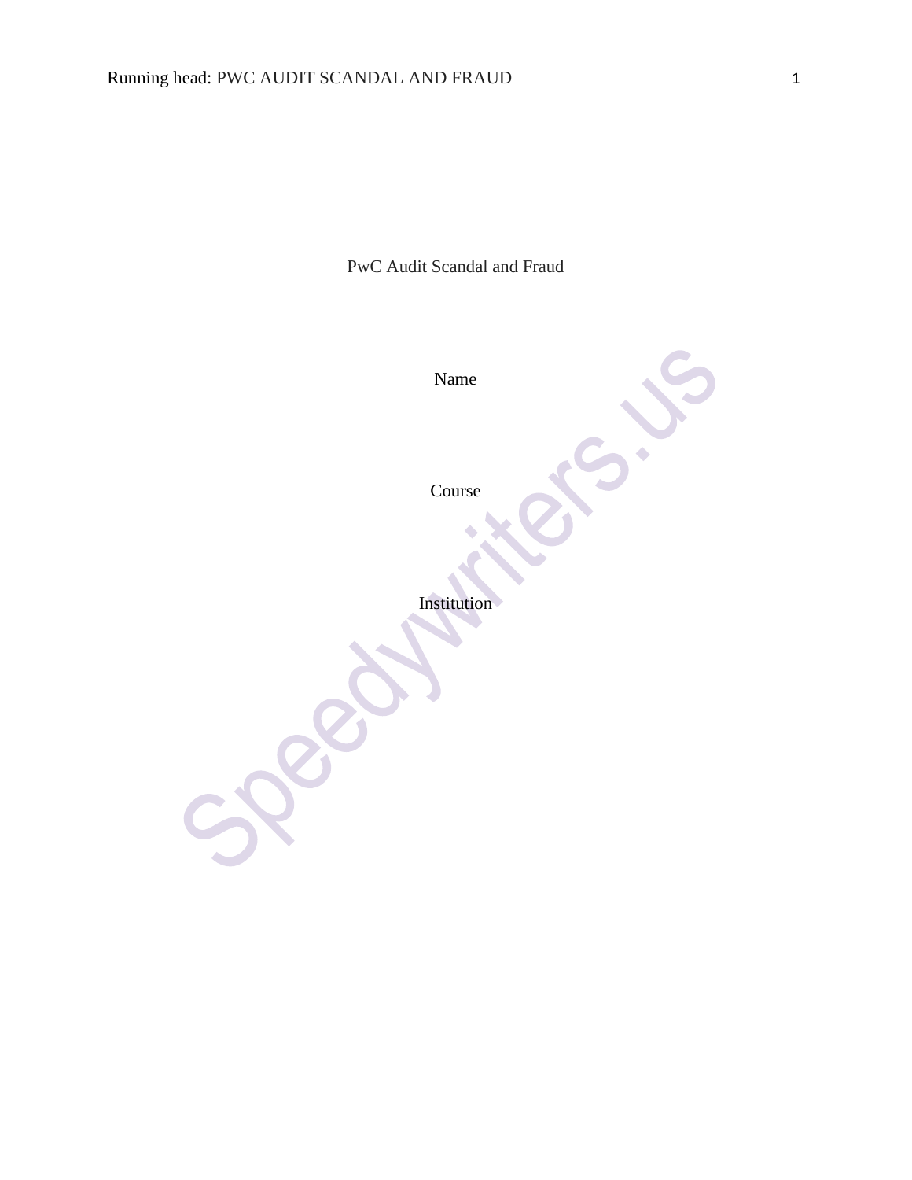# PwC Audit Scandal and Fraud

Name

Course

Institution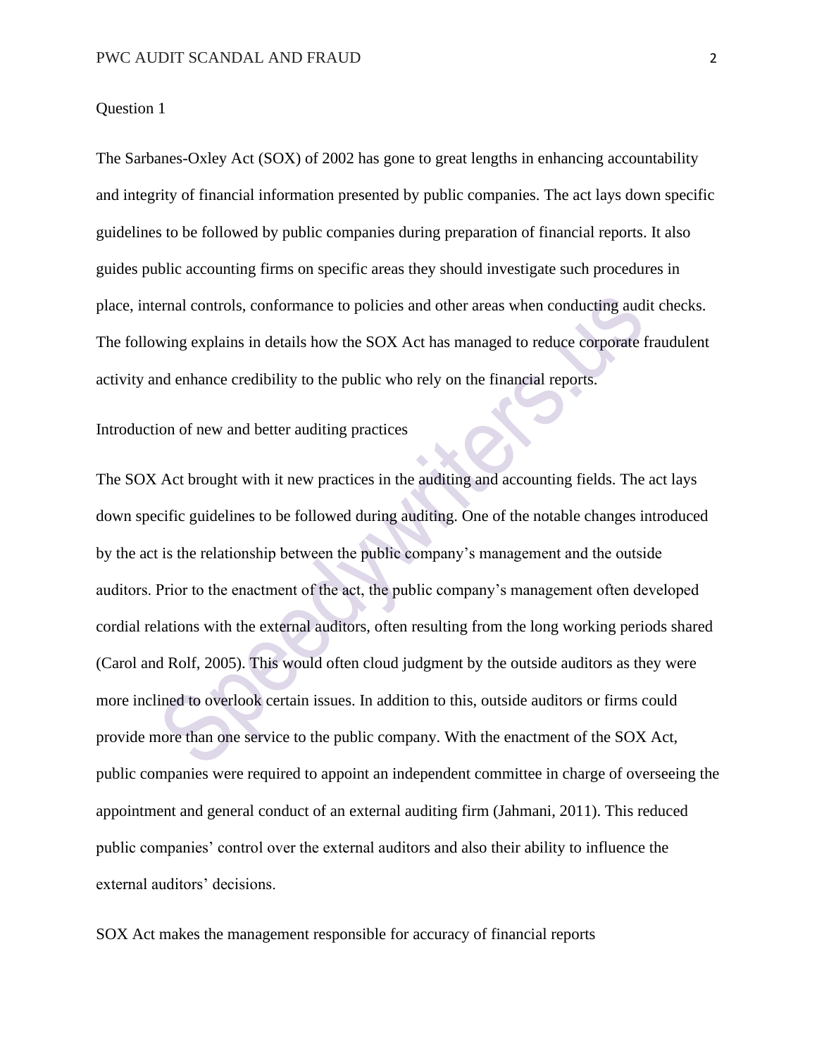Question 1

The Sarbanes-Oxley Act (SOX) of 2002 has gone to great lengths in enhancing accountability and integrity of financial information presented by public companies. The act lays down specific guidelines to be followed by public companies during preparation of financial reports. It also guides public accounting firms on specific areas they should investigate such procedures in place, internal controls, conformance to policies and other areas when conducting audit checks. The following explains in details how the SOX Act has managed to reduce corporate fraudulent activity and enhance credibility to the public who rely on the financial reports.

## Introduction of new and better auditing practices

The SOX Act brought with it new practices in the auditing and accounting fields. The act lays down specific guidelines to be followed during auditing. One of the notable changes introduced by the act is the relationship between the public company's management and the outside auditors. Prior to the enactment of the act, the public company's management often developed cordial relations with the external auditors, often resulting from the long working periods shared (Carol and Rolf, 2005). This would often cloud judgment by the outside auditors as they were more inclined to overlook certain issues. In addition to this, outside auditors or firms could provide more than one service to the public company. With the enactment of the SOX Act, public companies were required to appoint an independent committee in charge of overseeing the appointment and general conduct of an external auditing firm (Jahmani, 2011). This reduced public companies' control over the external auditors and also their ability to influence the external auditors' decisions.

## SOX Act makes the management responsible for accuracy of financial reports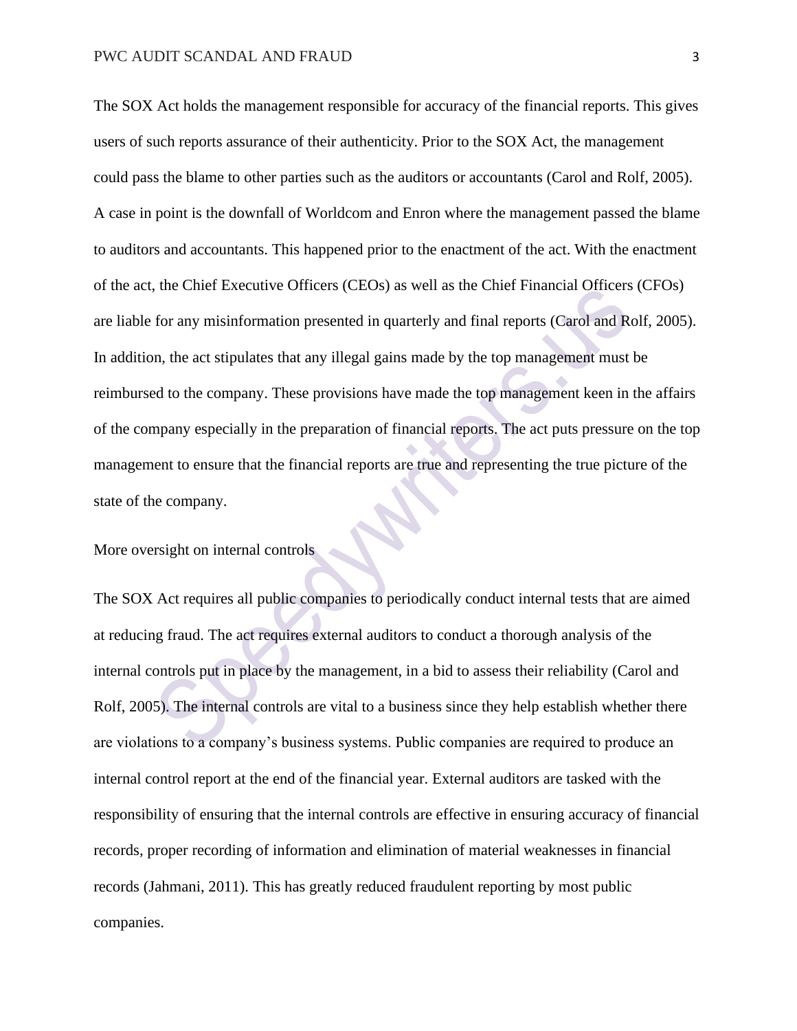The SOX Act holds the management responsible for accuracy of the financial reports. This gives users of such reports assurance of their authenticity. Prior to the SOX Act, the management could pass the blame to other parties such as the auditors or accountants (Carol and Rolf, 2005). A case in point is the downfall of Worldcom and Enron where the management passed the blame to auditors and accountants. This happened prior to the enactment of the act. With the enactment of the act, the Chief Executive Officers (CEOs) as well as the Chief Financial Officers (CFOs) are liable for any misinformation presented in quarterly and final reports (Carol and Rolf, 2005). In addition, the act stipulates that any illegal gains made by the top management must be reimbursed to the company. These provisions have made the top management keen in the affairs of the company especially in the preparation of financial reports. The act puts pressure on the top management to ensure that the financial reports are true and representing the true picture of the state of the company.

## More oversight on internal controls

The SOX Act requires all public companies to periodically conduct internal tests that are aimed at reducing fraud. The act requires external auditors to conduct a thorough analysis of the internal controls put in place by the management, in a bid to assess their reliability (Carol and Rolf, 2005). The internal controls are vital to a business since they help establish whether there are violations to a company's business systems. Public companies are required to produce an internal control report at the end of the financial year. External auditors are tasked with the responsibility of ensuring that the internal controls are effective in ensuring accuracy of financial records, proper recording of information and elimination of material weaknesses in financial records (Jahmani, 2011). This has greatly reduced fraudulent reporting by most public companies.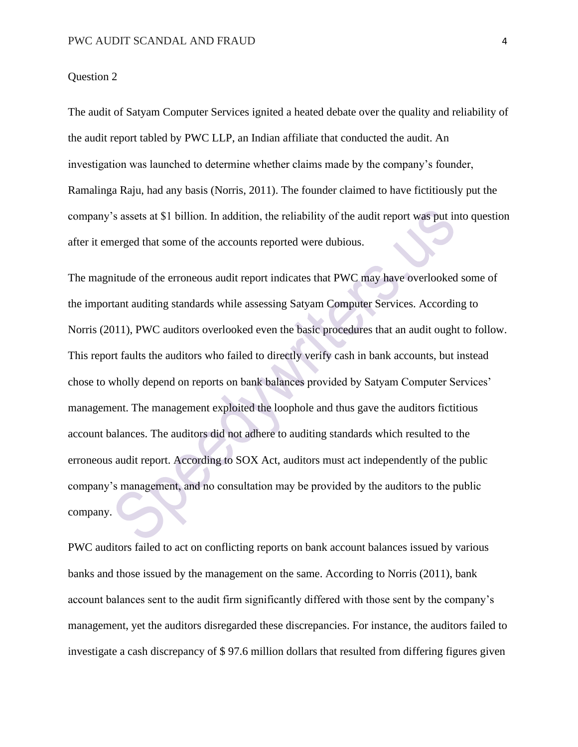Question 2

The audit of Satyam Computer Services ignited a heated debate over the quality and reliability of the audit report tabled by PWC LLP, an Indian affiliate that conducted the audit. An investigation was launched to determine whether claims made by the company's founder, Ramalinga Raju, had any basis (Norris, 2011). The founder claimed to have fictitiously put the company's assets at $1 billion. In addition, the reliability of the audit report was put into question after it emerged that some of the accounts reported were dubious.

The magnitude of the erroneous audit report indicates that PWC may have overlooked some of the important auditing standards while assessing Satyam Computer Services. According to Norris (2011), PWC auditors overlooked even the basic procedures that an audit ought to follow. This report faults the auditors who failed to directly verify cash in bank accounts, but instead chose to wholly depend on reports on bank balances provided by Satyam Computer Services' management. The management exploited the loophole and thus gave the auditors fictitious account balances. The auditors did not adhere to auditing standards which resulted to the erroneous audit report. According to SOX Act, auditors must act independently of the public company's management, and no consultation may be provided by the auditors to the public company.

PWC auditors failed to act on conflicting reports on bank account balances issued by various banks and those issued by the management on the same. According to Norris (2011), bank account balances sent to the audit firm significantly differed with those sent by the company's management, yet the auditors disregarded these discrepancies. For instance, the auditors failed to investigate a cash discrepancy of $ 97.6 million dollars that resulted from differing figures given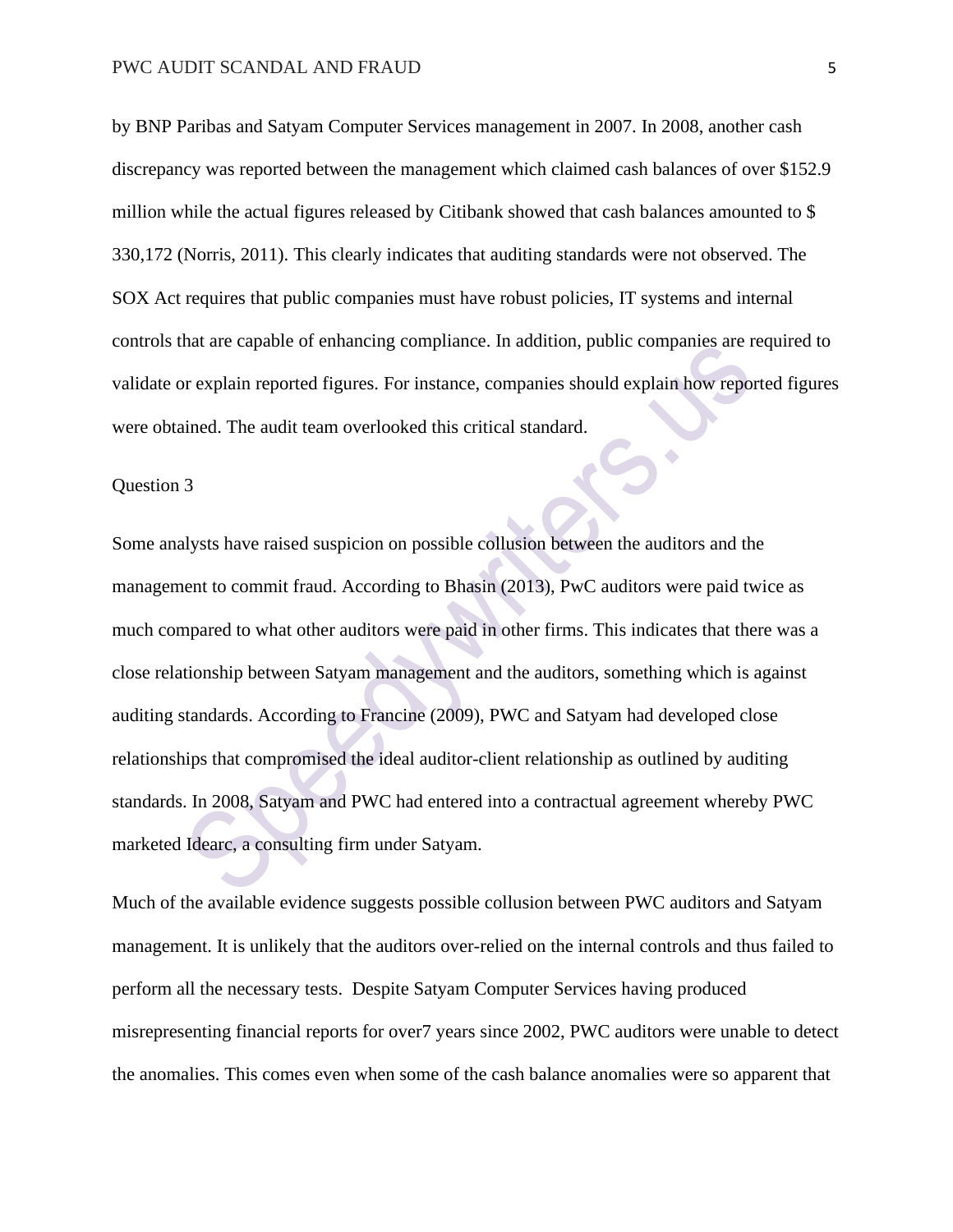by BNP Paribas and Satyam Computer Services management in 2007. In 2008, another cash discrepancy was reported between the management which claimed cash balances of over $152.9 million while the actual figures released by Citibank showed that cash balances amounted to $ 330,172 (Norris, 2011). This clearly indicates that auditing standards were not observed. The SOX Act requires that public companies must have robust policies, IT systems and internal controls that are capable of enhancing compliance. In addition, public companies are required to validate or explain reported figures. For instance, companies should explain how reported figures were obtained. The audit team overlooked this critical standard.

Question 3

Some analysts have raised suspicion on possible collusion between the auditors and the management to commit fraud. According to Bhasin (2013), PwC auditors were paid twice as much compared to what other auditors were paid in other firms. This indicates that there was a close relationship between Satyam management and the auditors, something which is against auditing standards. According to Francine (2009), PWC and Satyam had developed close relationships that compromised the ideal auditor-client relationship as outlined by auditing standards. In 2008, Satyam and PWC had entered into a contractual agreement whereby PWC marketed Idearc, a consulting firm under Satyam.

Much of the available evidence suggests possible collusion between PWC auditors and Satyam management. It is unlikely that the auditors over-relied on the internal controls and thus failed to perform all the necessary tests. Despite Satyam Computer Services having produced misrepresenting financial reports for over7 years since 2002, PWC auditors were unable to detect the anomalies. This comes even when some of the cash balance anomalies were so apparent that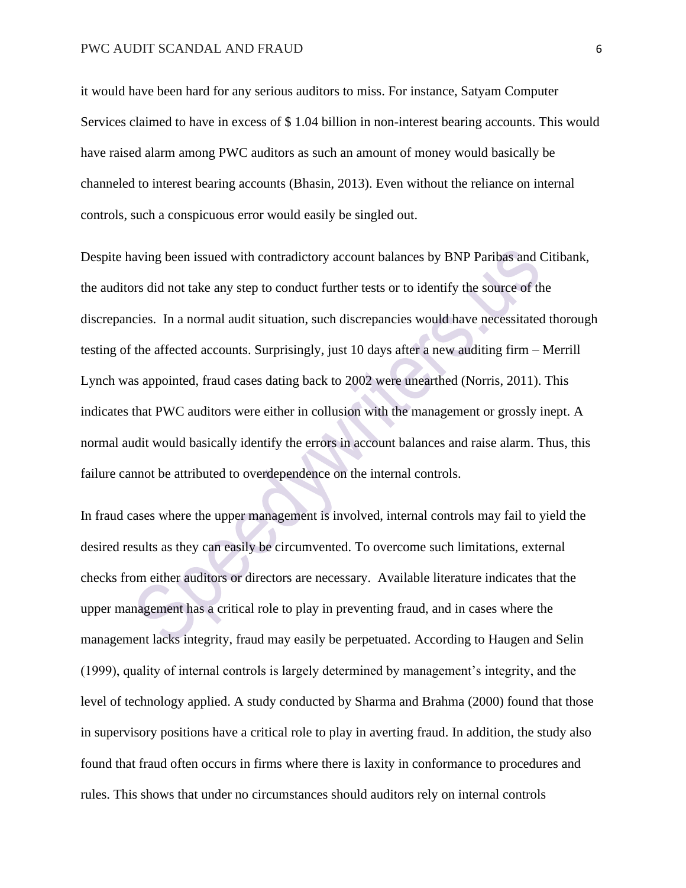it would have been hard for any serious auditors to miss. For instance, Satyam Computer Services claimed to have in excess of $ 1.04 billion in non-interest bearing accounts. This would have raised alarm among PWC auditors as such an amount of money would basically be channeled to interest bearing accounts (Bhasin, 2013). Even without the reliance on internal controls, such a conspicuous error would easily be singled out.

Despite having been issued with contradictory account balances by BNP Paribas and Citibank, the auditors did not take any step to conduct further tests or to identify the source of the discrepancies. In a normal audit situation, such discrepancies would have necessitated thorough testing of the affected accounts. Surprisingly, just 10 days after a new auditing firm – Merrill Lynch was appointed, fraud cases dating back to 2002 were unearthed (Norris, 2011). This indicates that PWC auditors were either in collusion with the management or grossly inept. A normal audit would basically identify the errors in account balances and raise alarm. Thus, this failure cannot be attributed to overdependence on the internal controls.

In fraud cases where the upper management is involved, internal controls may fail to yield the desired results as they can easily be circumvented. To overcome such limitations, external checks from either auditors or directors are necessary. Available literature indicates that the upper management has a critical role to play in preventing fraud, and in cases where the management lacks integrity, fraud may easily be perpetuated. According to Haugen and Selin (1999), quality of internal controls is largely determined by management's integrity, and the level of technology applied. A study conducted by Sharma and Brahma (2000) found that those in supervisory positions have a critical role to play in averting fraud. In addition, the study also found that fraud often occurs in firms where there is laxity in conformance to procedures and rules. This shows that under no circumstances should auditors rely on internal controls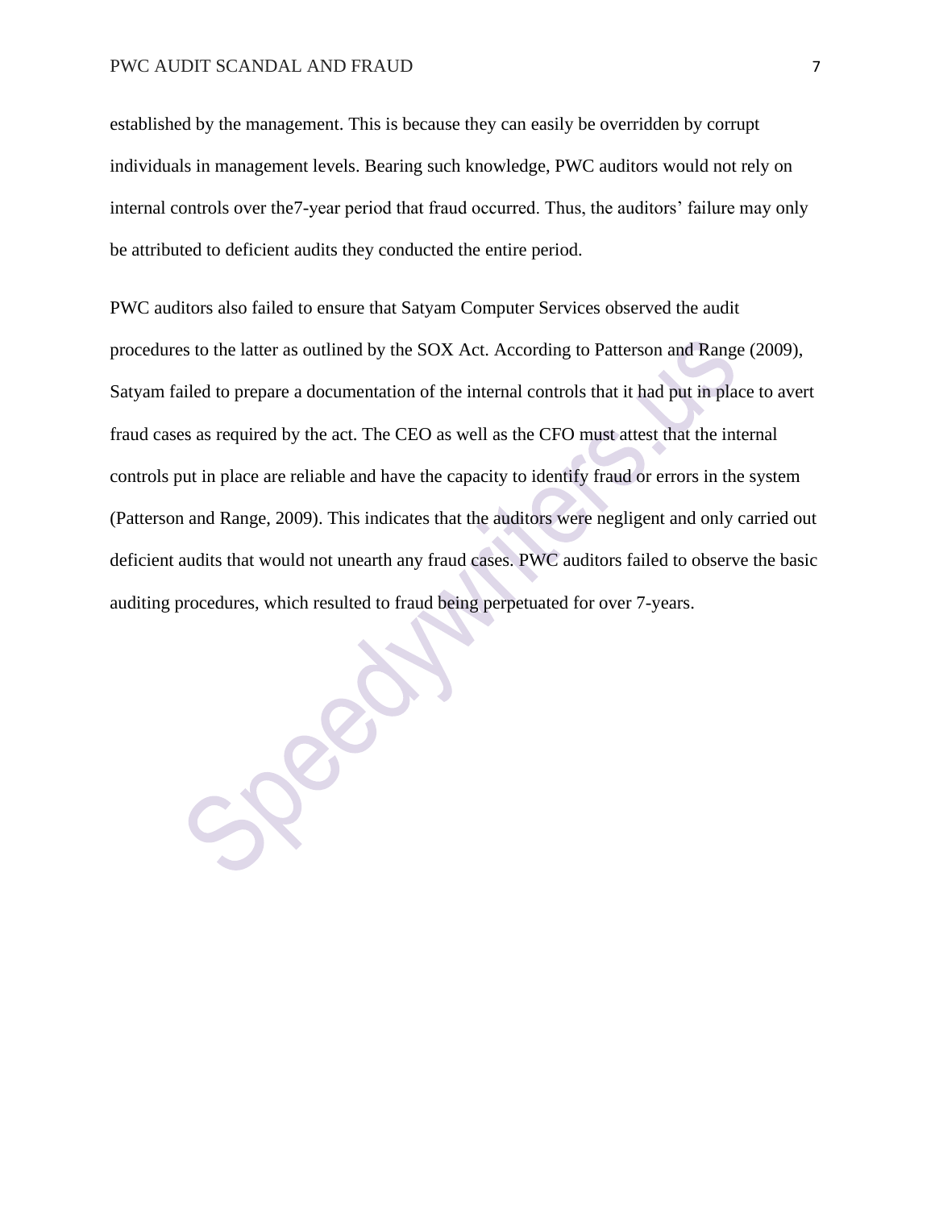established by the management. This is because they can easily be overridden by corrupt individuals in management levels. Bearing such knowledge, PWC auditors would not rely on internal controls over the7-year period that fraud occurred. Thus, the auditors' failure may only be attributed to deficient audits they conducted the entire period.

PWC auditors also failed to ensure that Satyam Computer Services observed the audit procedures to the latter as outlined by the SOX Act. According to Patterson and Range (2009), Satyam failed to prepare a documentation of the internal controls that it had put in place to avert fraud cases as required by the act. The CEO as well as the CFO must attest that the internal controls put in place are reliable and have the capacity to identify fraud or errors in the system (Patterson and Range, 2009). This indicates that the auditors were negligent and only carried out deficient audits that would not unearth any fraud cases. PWC auditors failed to observe the basic auditing procedures, which resulted to fraud being perpetuated for over 7-years.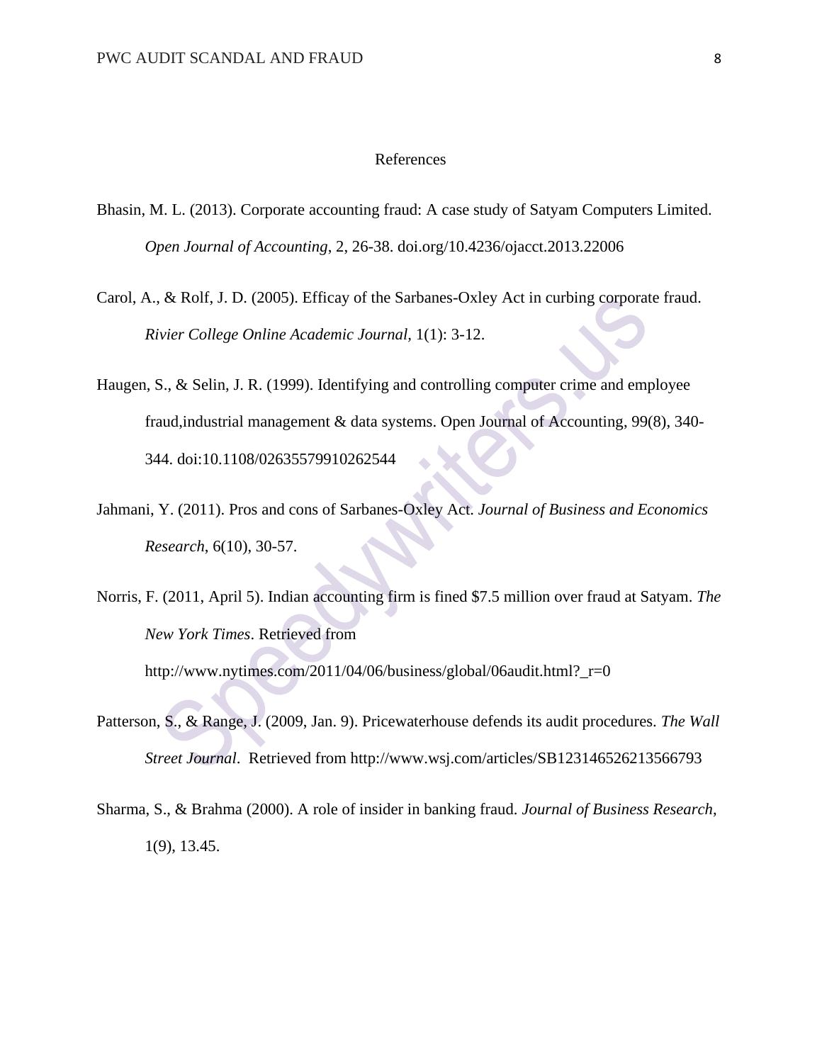# References

Bhasin, M. L. (2013). Corporate accounting fraud: A case study of Satyam Computers Limited. *Open Journal of Accounting*, 2, 26-38. doi.org/10.4236/ojacct.2013.22006

Carol, A., & Rolf, J. D. (2005). Efficay of the Sarbanes-Oxley Act in curbing corporate fraud. *Rivier College Online Academic Journal*, 1(1): 3-12.

Haugen, S., & Selin, J. R. (1999). Identifying and controlling computer crime and employee fraud,industrial management & data systems. Open Journal of Accounting, 99(8), 340-344. doi:10.1108/02635579910262544

Jahmani, Y. (2011). Pros and cons of Sarbanes-Oxley Act. *Journal of Business and Economics Research*, 6(10), 30-57.

Norris, F. (2011, April 5). Indian accounting firm is fined $7.5 million over fraud at Satyam. *The New York Times*. Retrieved from http://www.nytimes.com/2011/04/06/business/global/06audit.html?_r=0

Patterson, S., & Range, J. (2009, Jan. 9). Pricewaterhouse defends its audit procedures. *The Wall Street Journal*. Retrieved from http://www.wsj.com/articles/SB123146526213566793

Sharma, S., & Brahma (2000). A role of insider in banking fraud. *Journal of Business Research*, 1(9), 13.45.